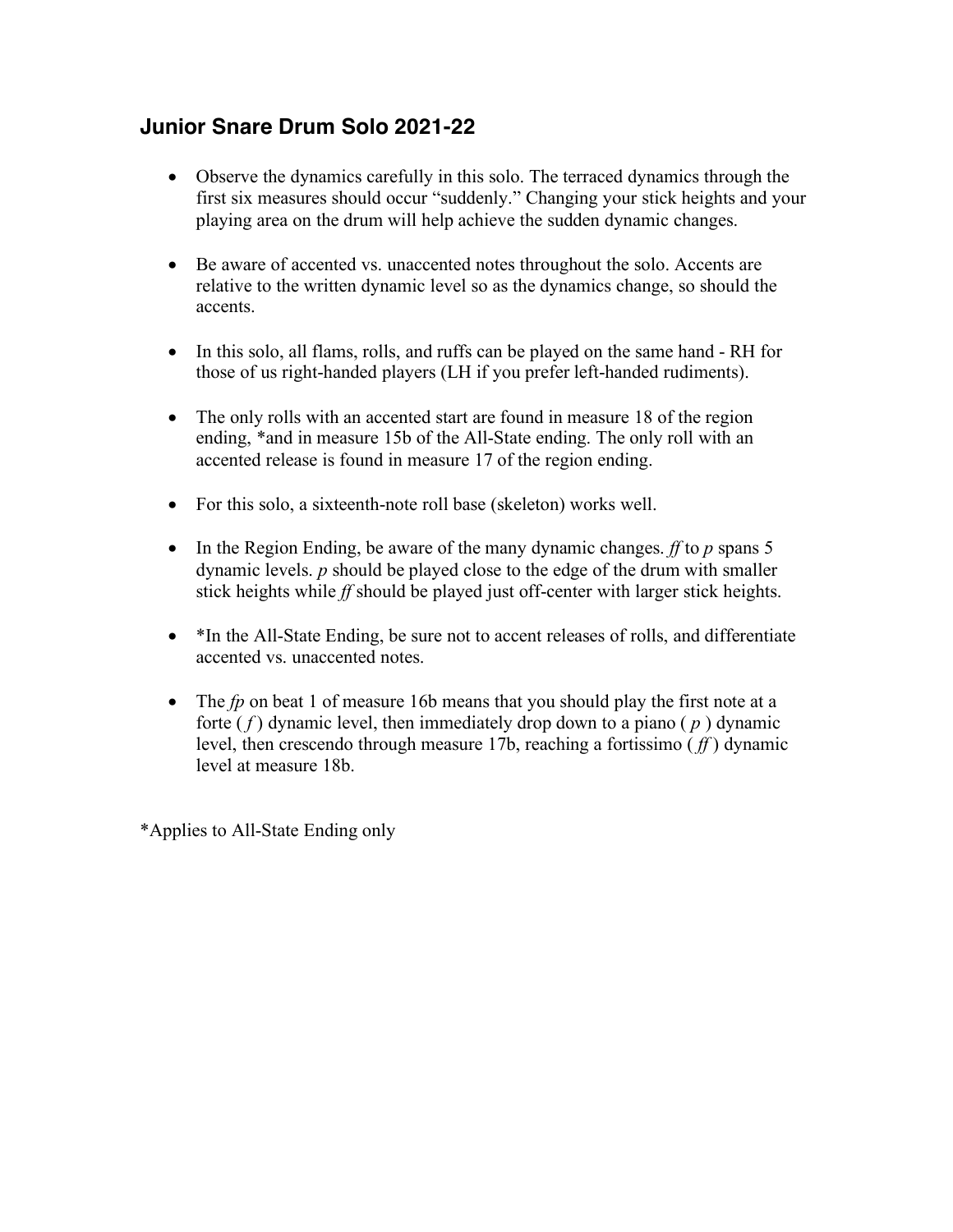## Junior Snare Drum Solo 2021-22

- Observe the dynamics carefully in this solo. The terraced dynamics through the first six measures should occur "suddenly." Changing your stick heights and your playing area on the drum will help achieve the sudden dynamic changes.

- Be aware of accented vs. unaccented notes throughout the solo. Accents are relative to the written dynamic level so as the dynamics change, so should the accents.

- In this solo, all flams, rolls, and ruffs can be played on the same hand - RH for those of us right-handed players (LH if you prefer left-handed rudiments).

- The only rolls with an accented start are found in measure 18 of the region ending, *and in measure 15b of the All-State ending. The only roll with an accented release is found in measure 17 of the region ending.

- For this solo, a sixteenth-note roll base (skeleton) works well.

- In the Region Ending, be aware of the many dynamic changes. *ff* to *p* spans 5 dynamic levels. *p* should be played close to the edge of the drum with smaller stick heights while *ff* should be played just off-center with larger stick heights.

- *In the All-State Ending, be sure not to accent releases of rolls, and differentiate accented vs. unaccented notes.

- The *fp* on beat 1 of measure 16b means that you should play the first note at a forte ( *f* ) dynamic level, then immediately drop down to a piano ( *p* ) dynamic level, then crescendo through measure 17b, reaching a fortissimo ( *ff* ) dynamic level at measure 18b.

*Applies to All-State Ending only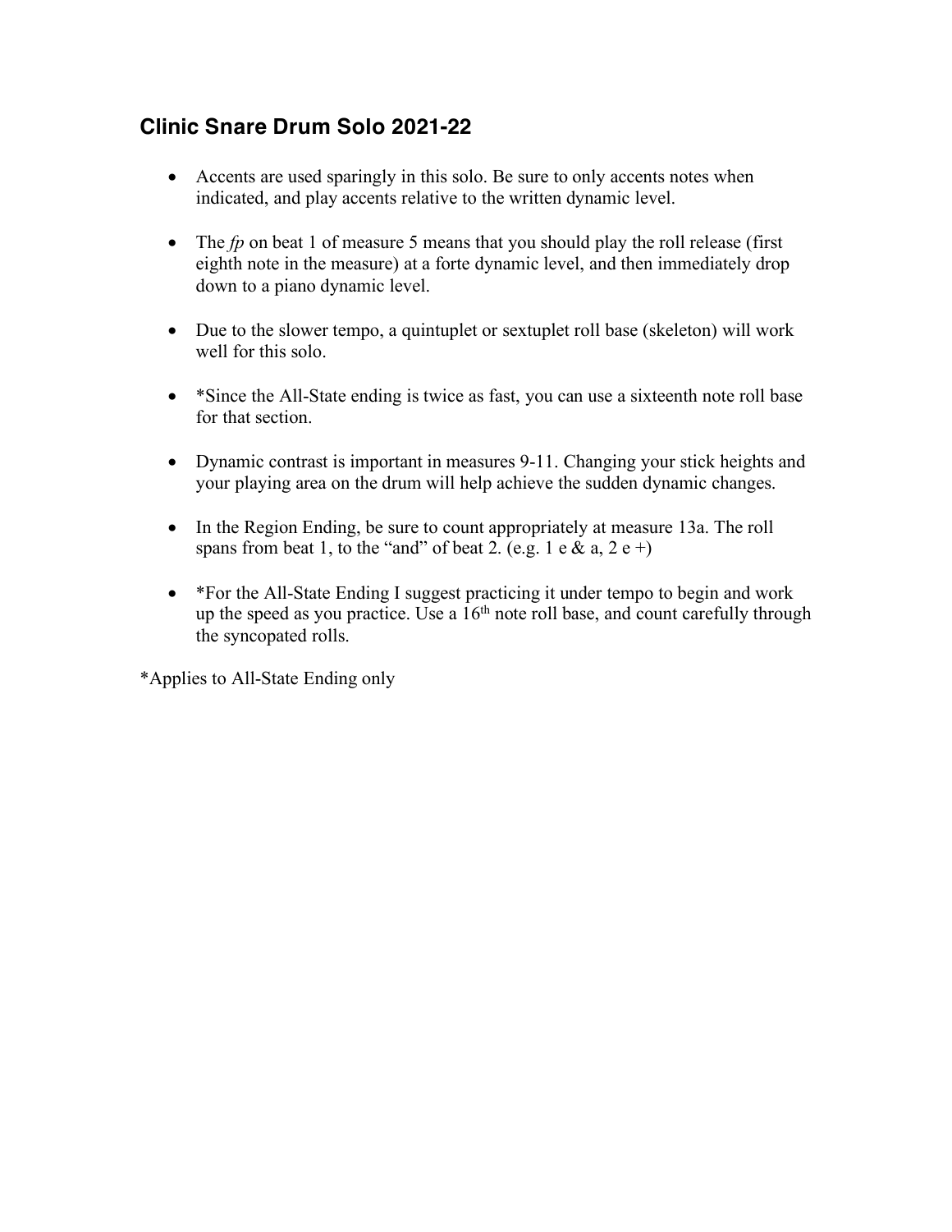## Clinic Snare Drum Solo 2021-22

- Accents are used sparingly in this solo. Be sure to only accents notes when indicated, and play accents relative to the written dynamic level.

- The *fp* on beat 1 of measure 5 means that you should play the roll release (first eighth note in the measure) at a forte dynamic level, and then immediately drop down to a piano dynamic level.

- Due to the slower tempo, a quintuplet or sextuplet roll base (skeleton) will work well for this solo.

- *Since the All-State ending is twice as fast, you can use a sixteenth note roll base for that section.

- Dynamic contrast is important in measures 9-11. Changing your stick heights and your playing area on the drum will help achieve the sudden dynamic changes.

- In the Region Ending, be sure to count appropriately at measure 13a. The roll spans from beat 1, to the "and" of beat 2. (e.g. 1 e & a, 2 e +)

- *For the All-State Ending I suggest practicing it under tempo to begin and work up the speed as you practice. Use a 16th note roll base, and count carefully through the syncopated rolls.

*Applies to All-State Ending only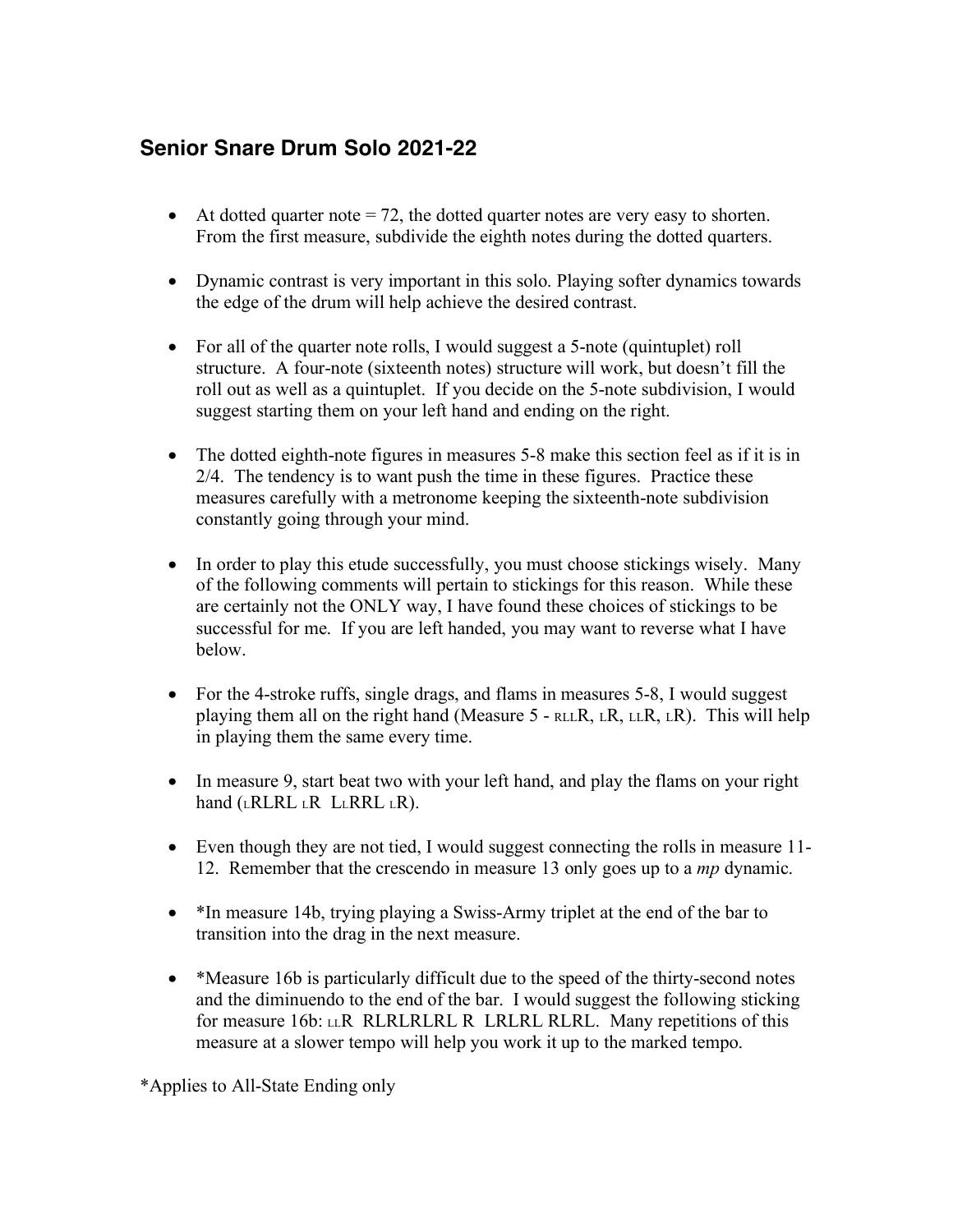## Senior Snare Drum Solo 2021-22

- At dotted quarter note = 72, the dotted quarter notes are very easy to shorten. From the first measure, subdivide the eighth notes during the dotted quarters.

- Dynamic contrast is very important in this solo. Playing softer dynamics towards the edge of the drum will help achieve the desired contrast.

- For all of the quarter note rolls, I would suggest a 5-note (quintuplet) roll structure. A four-note (sixteenth notes) structure will work, but doesn't fill the roll out as well as a quintuplet. If you decide on the 5-note subdivision, I would suggest starting them on your left hand and ending on the right.

- The dotted eighth-note figures in measures 5-8 make this section feel as if it is in 2/4. The tendency is to want push the time in these figures. Practice these measures carefully with a metronome keeping the sixteenth-note subdivision constantly going through your mind.

- In order to play this etude successfully, you must choose stickings wisely. Many of the following comments will pertain to stickings for this reason. While these are certainly not the ONLY way, I have found these choices of stickings to be successful for me. If you are left handed, you may want to reverse what I have below.

- For the 4-stroke ruffs, single drags, and flams in measures 5-8, I would suggest playing them all on the right hand (Measure 5 - RLLR, LR, LLR, LR). This will help in playing them the same every time.

- In measure 9, start beat two with your left hand, and play the flams on your right hand (LRLRL LR LLRRL LR).

- Even though they are not tied, I would suggest connecting the rolls in measure 11-12. Remember that the crescendo in measure 13 only goes up to a *mp* dynamic.

- *In measure 14b, trying playing a Swiss-Army triplet at the end of the bar to transition into the drag in the next measure.

- *Measure 16b is particularly difficult due to the speed of the thirty-second notes and the diminuendo to the end of the bar. I would suggest the following sticking for measure 16b: LLR RLRLRLRL R LRLRL RLRL. Many repetitions of this measure at a slower tempo will help you work it up to the marked tempo.

*Applies to All-State Ending only